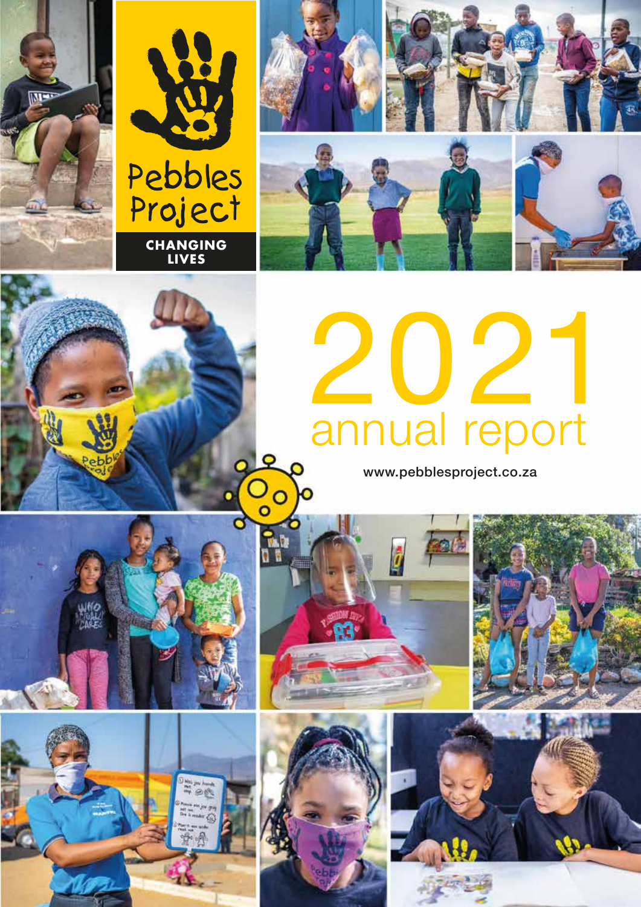Pebbles Project

CHANGING LIVES

# 2021 annual report

www.pebblesproject.co.za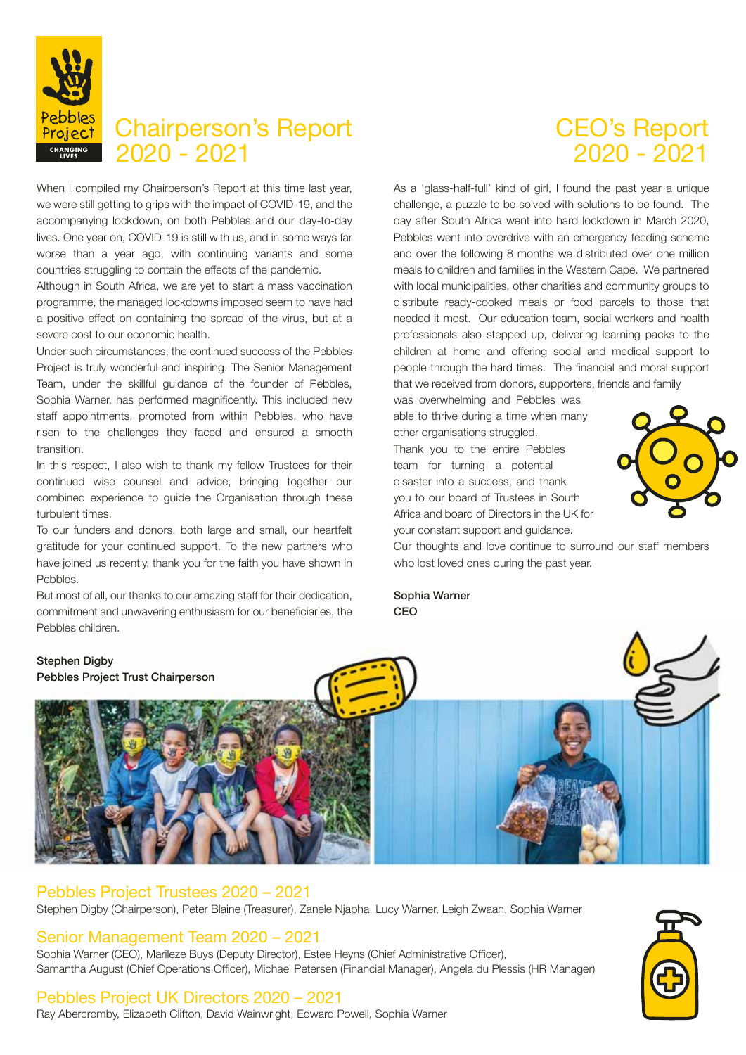# Chairperson's Report 2020 - 2021

When I compiled my Chairperson's Report at this time last year, we were still getting to grips with the impact of COVID-19, and the accompanying lockdown, on both Pebbles and our day-to-day lives. One year on, COVID-19 is still with us, and in some ways far worse than a year ago, with continuing variants and some countries struggling to contain the effects of the pandemic.

Although in South Africa, we are yet to start a mass vaccination programme, the managed lockdowns imposed seem to have had a positive effect on containing the spread of the virus, but at a severe cost to our economic health.

Under such circumstances, the continued success of the Pebbles Project is truly wonderful and inspiring. The Senior Management Team, under the skillful guidance of the founder of Pebbles, Sophia Warner, has performed magnificently. This included new staff appointments, promoted from within Pebbles, who have risen to the challenges they faced and ensured a smooth transition.

In this respect, I also wish to thank my fellow Trustees for their continued wise counsel and advice, bringing together our combined experience to guide the Organisation through these turbulent times.

To our funders and donors, both large and small, our heartfelt gratitude for your continued support. To the new partners who have joined us recently, thank you for the faith you have shown in Pebbles.

But most of all, our thanks to our amazing staff for their dedication, commitment and unwavering enthusiasm for our beneficiaries, the Pebbles children.

**Stephen Digby**
**Pebbles Project Trust Chairperson**

# CEO's Report 2020 - 2021

As a 'glass-half-full' kind of girl, I found the past year a unique challenge, a puzzle to be solved with solutions to be found. The day after South Africa went into hard lockdown in March 2020, Pebbles went into overdrive with an emergency feeding scheme and over the following 8 months we distributed over one million meals to children and families in the Western Cape. We partnered with local municipalities, other charities and community groups to distribute ready-cooked meals or food parcels to those that needed it most. Our education team, social workers and health professionals also stepped up, delivering learning packs to the children at home and offering social and medical support to people through the hard times. The financial and moral support that we received from donors, supporters, friends and family was overwhelming and Pebbles was able to thrive during a time when many other organisations struggled.

Thank you to the entire Pebbles team for turning a potential disaster into a success, and thank you to our board of Trustees in South Africa and board of Directors in the UK for your constant support and guidance.

Our thoughts and love continue to surround our staff members who lost loved ones during the past year.

**Sophia Warner**
**CEO**

## Pebbles Project Trustees 2020 – 2021

Stephen Digby (Chairperson), Peter Blaine (Treasurer), Zanele Njapha, Lucy Warner, Leigh Zwaan, Sophia Warner

## Senior Management Team 2020 – 2021

Sophia Warner (CEO), Marileze Buys (Deputy Director), Estee Heyns (Chief Administrative Officer), Samantha August (Chief Operations Officer), Michael Petersen (Financial Manager), Angela du Plessis (HR Manager)

## Pebbles Project UK Directors 2020 – 2021

Ray Abercromby, Elizabeth Clifton, David Wainwright, Edward Powell, Sophia Warner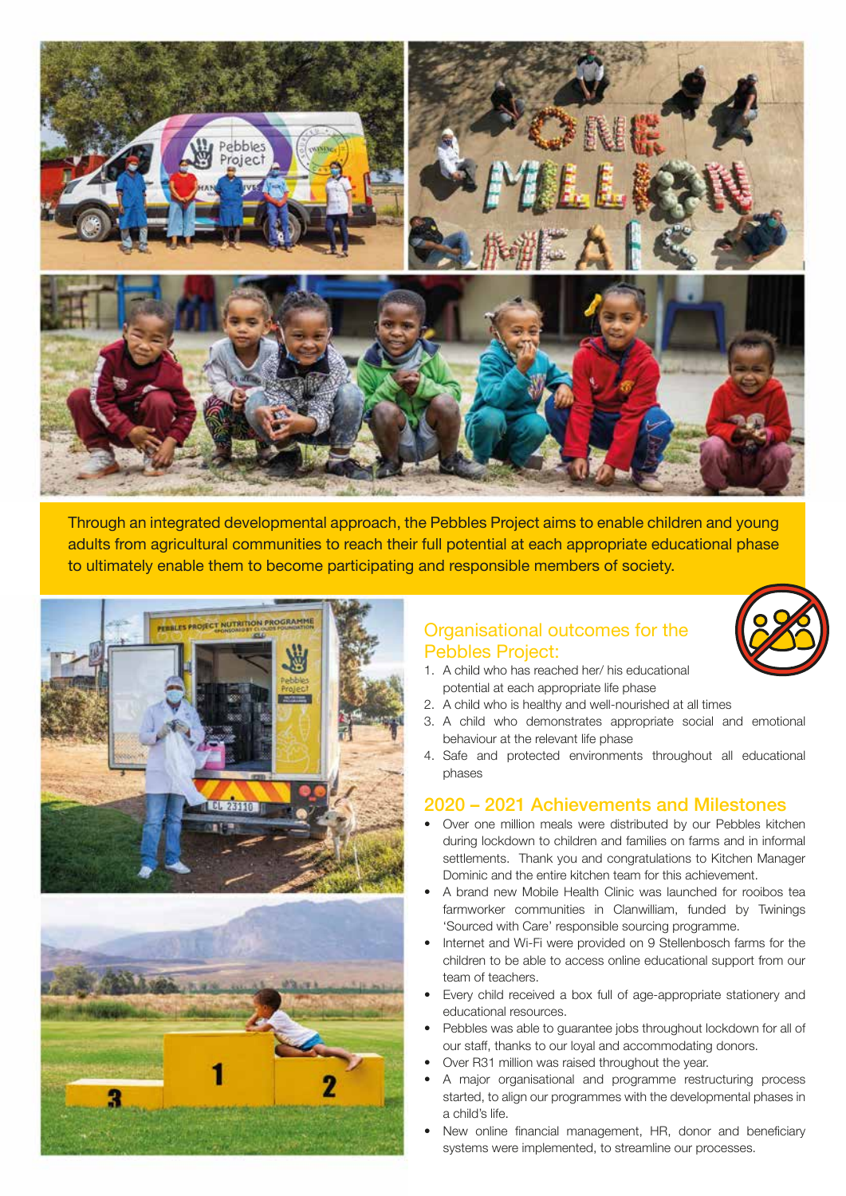Through an integrated developmental approach, the Pebbles Project aims to enable children and young adults from agricultural communities to reach their full potential at each appropriate educational phase to ultimately enable them to become participating and responsible members of society.

## Organisational outcomes for the Pebbles Project:

1. A child who has reached her/ his educational potential at each appropriate life phase
2. A child who is healthy and well-nourished at all times
3. A child who demonstrates appropriate social and emotional behaviour at the relevant life phase
4. Safe and protected environments throughout all educational phases

## 2020 – 2021 Achievements and Milestones

- Over one million meals were distributed by our Pebbles kitchen during lockdown to children and families on farms and in informal settlements. Thank you and congratulations to Kitchen Manager Dominic and the entire kitchen team for this achievement.
- A brand new Mobile Health Clinic was launched for rooibos tea farmworker communities in Clanwilliam, funded by Twinings 'Sourced with Care' responsible sourcing programme.
- Internet and Wi-Fi were provided on 9 Stellenbosch farms for the children to be able to access online educational support from our team of teachers.
- Every child received a box full of age-appropriate stationery and educational resources.
- Pebbles was able to guarantee jobs throughout lockdown for all of our staff, thanks to our loyal and accommodating donors.
- Over R31 million was raised throughout the year.
- A major organisational and programme restructuring process started, to align our programmes with the developmental phases in a child's life.
- New online financial management, HR, donor and beneficiary systems were implemented, to streamline our processes.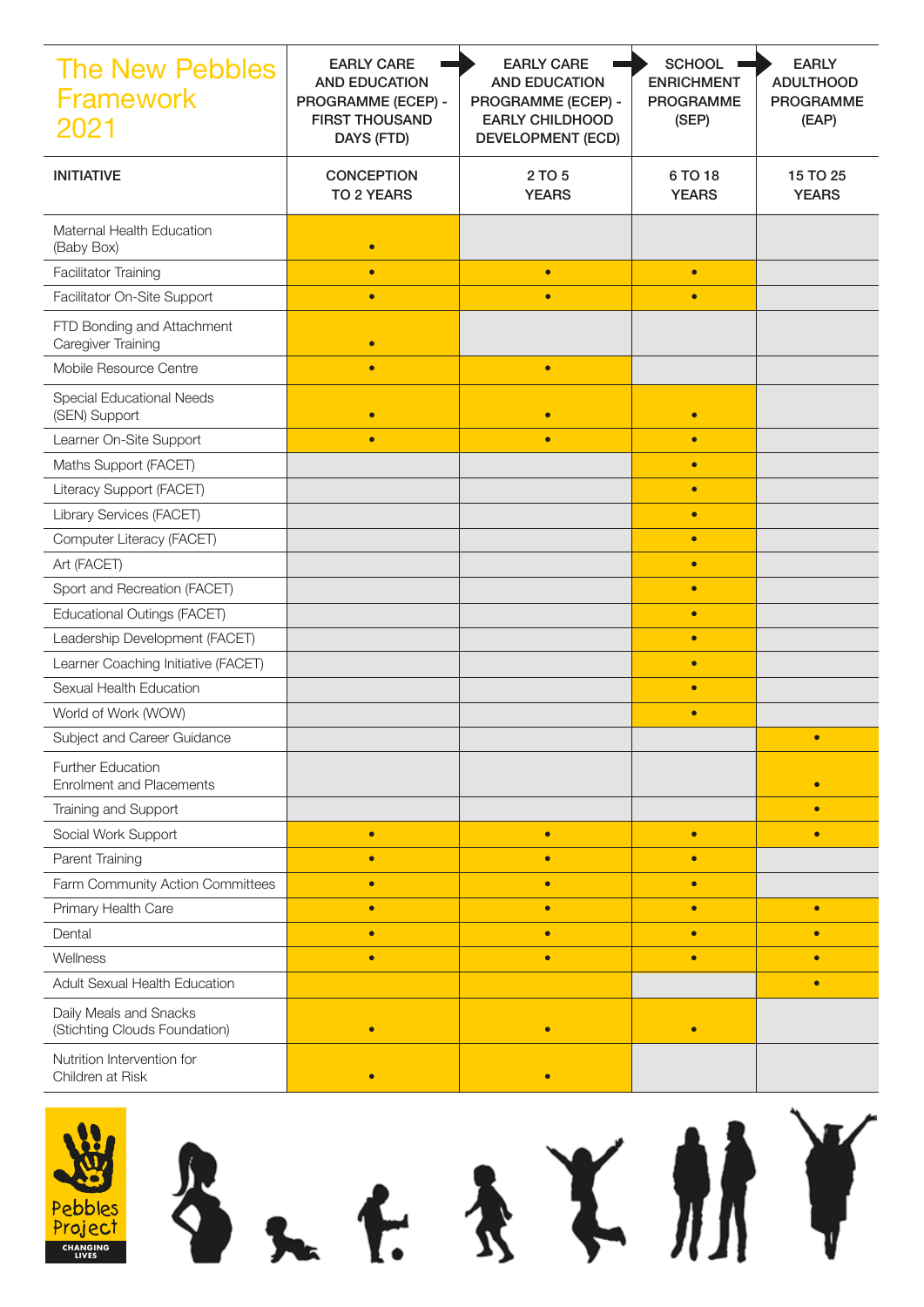# The New Pebbles Framework 2021

| INITIATIVE | EARLY CARE AND EDUCATION PROGRAMME (ECEP) - FIRST THOUSAND DAYS (FTD) | EARLY CARE AND EDUCATION PROGRAMME (ECEP) - EARLY CHILDHOOD DEVELOPMENT (ECD) | SCHOOL ENRICHMENT PROGRAMME (SEP) | EARLY ADULTHOOD PROGRAMME (EAP) |
|---|---|---|---|---|
| | CONCEPTION TO 2 YEARS | 2 TO 5 YEARS | 6 TO 18 YEARS | 15 TO 25 YEARS |
| Maternal Health Education (Baby Box) | • | | | |
| Facilitator Training | • | • | • | |
| Facilitator On-Site Support | • | • | • | |
| FTD Bonding and Attachment Caregiver Training | • | | | |
| Mobile Resource Centre | • | • | | |
| Special Educational Needs (SEN) Support | • | • | • | |
| Learner On-Site Support | • | • | • | |
| Maths Support (FACET) | | | • | |
| Literacy Support (FACET) | | | • | |
| Library Services (FACET) | | | • | |
| Computer Literacy (FACET) | | | • | |
| Art (FACET) | | | • | |
| Sport and Recreation (FACET) | | | • | |
| Educational Outings (FACET) | | | • | |
| Leadership Development (FACET) | | | • | |
| Learner Coaching Initiative (FACET) | | | • | |
| Sexual Health Education | | | • | |
| World of Work (WOW) | | | • | |
| Subject and Career Guidance | | | | • |
| Further Education Enrolment and Placements | | | | • |
| Training and Support | | | | • |
| Social Work Support | • | • | • | • |
| Parent Training | • | • | • | |
| Farm Community Action Committees | • | • | • | |
| Primary Health Care | • | • | • | • |
| Dental | • | • | • | • |
| Wellness | • | • | • | • |
| Adult Sexual Health Education | | | | • |
| Daily Meals and Snacks (Stichting Clouds Foundation) | • | • | • | |
| Nutrition Intervention for Children at Risk | • | • | | |

Pebbles Project
CHANGING LIVES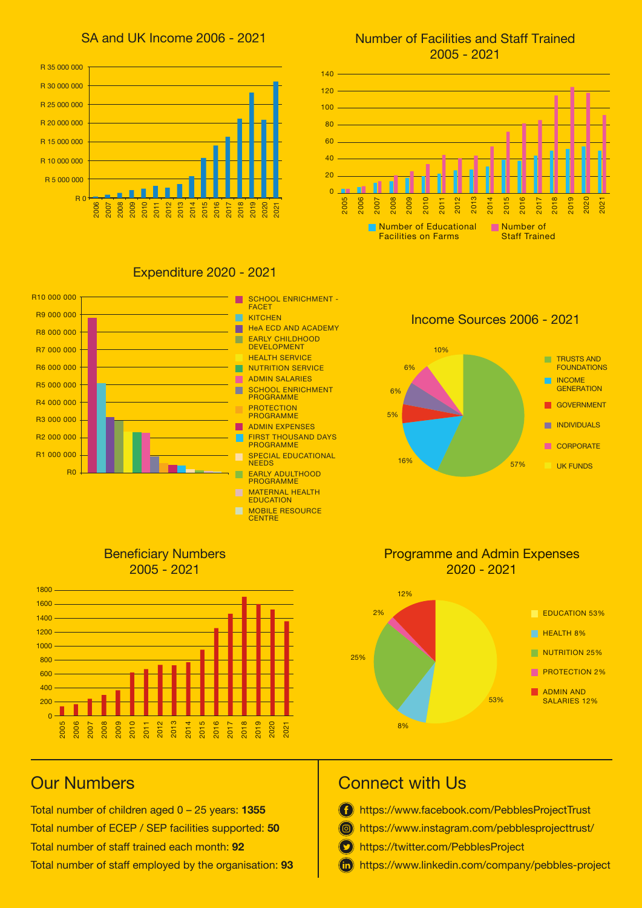## SA and UK Income 2006 - 2021

## Number of Facilities and Staff Trained 2005 - 2021

- Number of Educational Facilities on Farms
- Number of Staff Trained

## Expenditure 2020 - 2021

- SCHOOL ENRICHMENT - FACET
- KITCHEN
- HeA ECD AND ACADEMY
- EARLY CHILDHOOD DEVELOPMENT
- HEALTH SERVICE
- NUTRITION SERVICE
- ADMIN SALARIES
- SCHOOL ENRICHMENT PROGRAMME
- PROTECTION PROGRAMME
- ADMIN EXPENSES
- FIRST THOUSAND DAYS PROGRAMME
- SPECIAL EDUCATIONAL NEEDS
- EARLY ADULTHOOD PROGRAMME
- MATERNAL HEALTH EDUCATION
- MOBILE RESOURCE CENTRE

## Income Sources 2006 - 2021

- TRUSTS AND FOUNDATIONS 57%
- INCOME GENERATION 16%
- GOVERNMENT 5%
- INDIVIDUALS 6%
- CORPORATE 6%
- UK FUNDS 10%

## Beneficiary Numbers 2005 - 2021

## Programme and Admin Expenses 2020 - 2021

- EDUCATION 53%
- HEALTH 8%
- NUTRITION 25%
- PROTECTION 2%
- ADMIN AND SALARIES 12%

## Our Numbers

Total number of children aged 0 – 25 years: **1355**

Total number of ECEP / SEP facilities supported: **50**

Total number of staff trained each month: **92**

Total number of staff employed by the organisation: **93**

## Connect with Us

https://www.facebook.com/PebblesProjectTrust

https://www.instagram.com/pebblesprojecttrust/

https://twitter.com/PebblesProject

https://www.linkedin.com/company/pebbles-project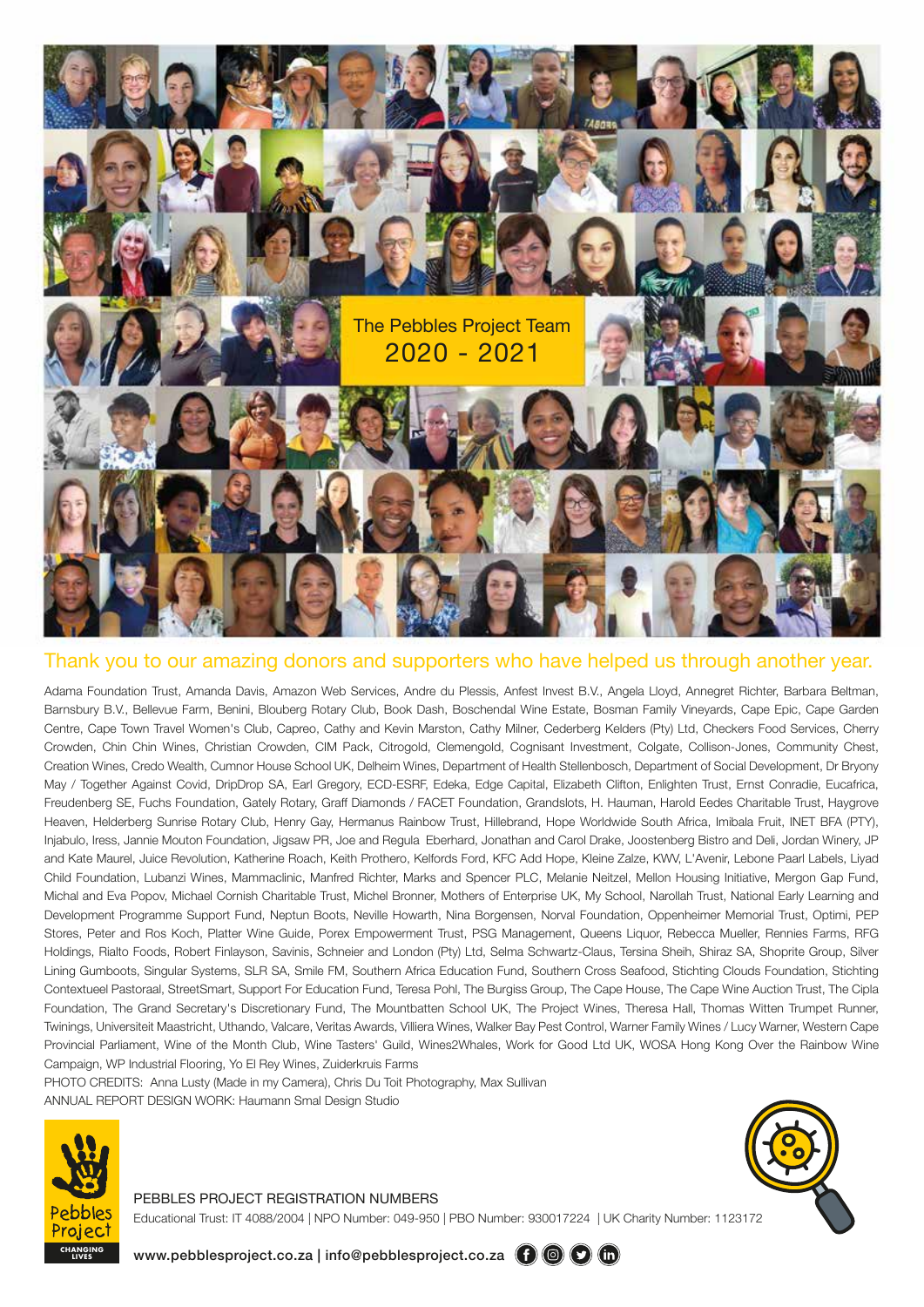The Pebbles Project Team
2020 - 2021

## Thank you to our amazing donors and supporters who have helped us through another year.

Adama Foundation Trust, Amanda Davis, Amazon Web Services, Andre du Plessis, Anfest Invest B.V., Angela Lloyd, Annegret Richter, Barbara Beltman, Barnsbury B.V., Bellevue Farm, Benini, Blouberg Rotary Club, Book Dash, Boschendal Wine Estate, Bosman Family Vineyards, Cape Epic, Cape Garden Centre, Cape Town Travel Women's Club, Capreo, Cathy and Kevin Marston, Cathy Milner, Cederberg Kelders (Pty) Ltd, Checkers Food Services, Cherry Crowden, Chin Chin Wines, Christian Crowden, CIM Pack, Citrogold, Clemengold, Cognisant Investment, Colgate, Collison-Jones, Community Chest, Creation Wines, Credo Wealth, Cumnor House School UK, Delheim Wines, Department of Health Stellenbosch, Department of Social Development, Dr Bryony May / Together Against Covid, DripDrop SA, Earl Gregory, ECD-ESRF, Edeka, Edge Capital, Elizabeth Clifton, Enlighten Trust, Ernst Conradie, Eucafrica, Freudenberg SE, Fuchs Foundation, Gately Rotary, Graff Diamonds / FACET Foundation, Grandslots, H. Hauman, Harold Eedes Charitable Trust, Haygrove Heaven, Helderberg Sunrise Rotary Club, Henry Gay, Hermanus Rainbow Trust, Hillebrand, Hope Worldwide South Africa, Imibala Fruit, INET BFA (PTY), Injabulo, Iress, Jannie Mouton Foundation, Jigsaw PR, Joe and Regula Eberhard, Jonathan and Carol Drake, Joostenberg Bistro and Deli, Jordan Winery, JP and Kate Maurel, Juice Revolution, Katherine Roach, Keith Prothero, Kelfords Ford, KFC Add Hope, Kleine Zalze, KWV, L'Avenir, Lebone Paarl Labels, Liyad Child Foundation, Lubanzi Wines, Mammaclinic, Manfred Richter, Marks and Spencer PLC, Melanie Neitzel, Mellon Housing Initiative, Mergon Gap Fund, Michal and Eva Popov, Michael Cornish Charitable Trust, Michel Bronner, Mothers of Enterprise UK, My School, Narollah Trust, National Early Learning and Development Programme Support Fund, Neptun Boots, Neville Howarth, Nina Borgensen, Norval Foundation, Oppenheimer Memorial Trust, Optimi, PEP Stores, Peter and Ros Koch, Platter Wine Guide, Porex Empowerment Trust, PSG Management, Queens Liquor, Rebecca Mueller, Rennies Farms, RFG Holdings, Rialto Foods, Robert Finlayson, Savinis, Schneier and London (Pty) Ltd, Selma Schwartz-Claus, Tersina Sheih, Shiraz SA, Shoprite Group, Silver Lining Gumboots, Singular Systems, SLR SA, Smile FM, Southern Africa Education Fund, Southern Cross Seafood, Stichting Clouds Foundation, Stichting Contextueel Pastoraal, StreetSmart, Support For Education Fund, Teresa Pohl, The Burgiss Group, The Cape House, The Cape Wine Auction Trust, The Cipla Foundation, The Grand Secretary's Discretionary Fund, The Mountbatten School UK, The Project Wines, Theresa Hall, Thomas Witten Trumpet Runner, Twinings, Universiteit Maastricht, Uthando, Valcare, Veritas Awards, Villiera Wines, Walker Bay Pest Control, Warner Family Wines / Lucy Warner, Western Cape Provincial Parliament, Wine of the Month Club, Wine Tasters' Guild, Wines2Whales, Work for Good Ltd UK, WOSA Hong Kong Over the Rainbow Wine Campaign, WP Industrial Flooring, Yo El Rey Wines, Zuiderkruis Farms

PHOTO CREDITS: Anna Lusty (Made in my Camera), Chris Du Toit Photography, Max Sullivan

ANNUAL REPORT DESIGN WORK: Haumann Smal Design Studio

Pebbles Project
CHANGING LIVES

PEBBLES PROJECT REGISTRATION NUMBERS

Educational Trust: IT 4088/2004 | NPO Number: 049-950 | PBO Number: 930017224 | UK Charity Number: 1123172

www.pebblesproject.co.za | info@pebblesproject.co.za